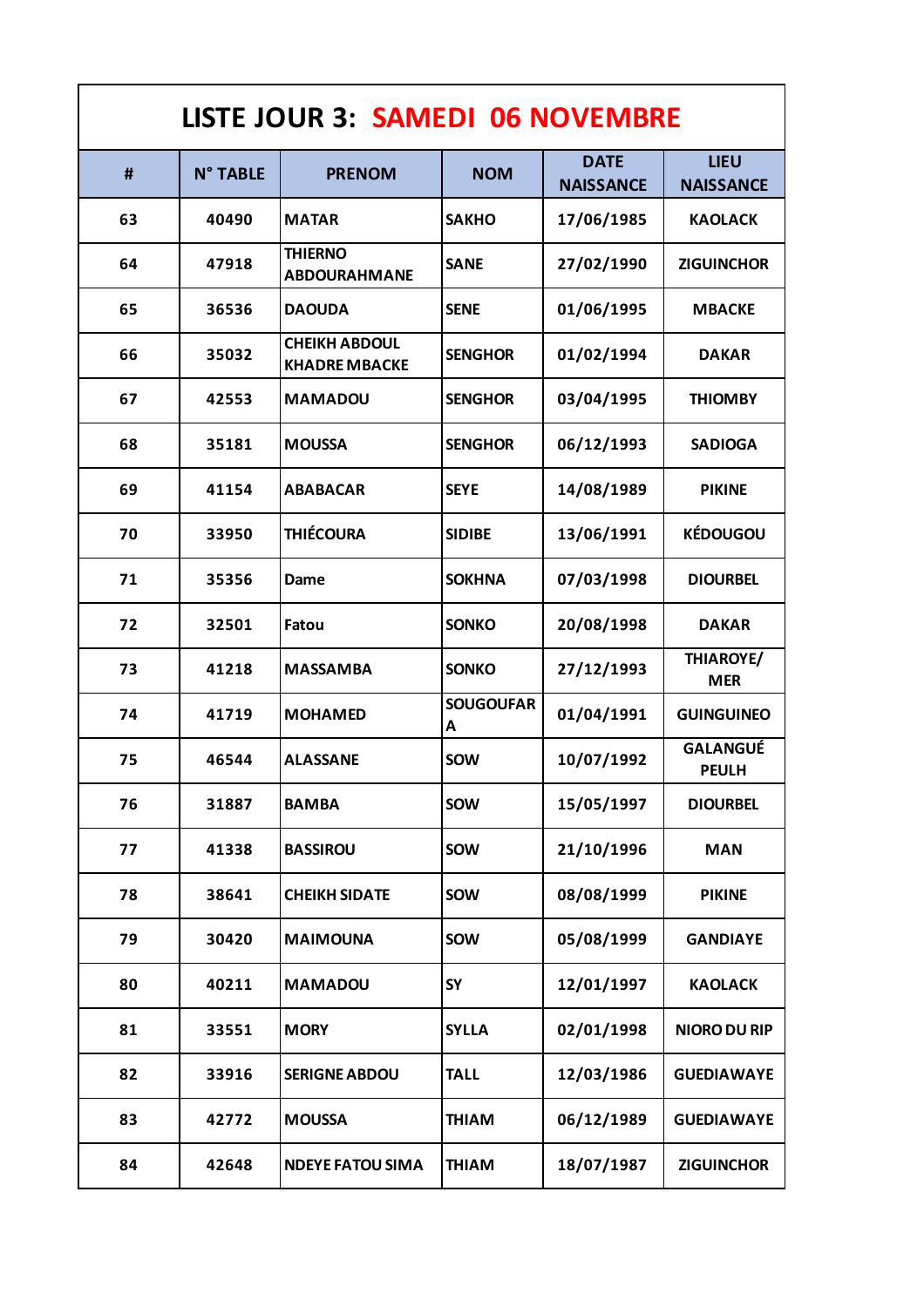## LISTE JOUR 3: SAMEDI 06 NOVEMBRE

| # | N° TABLE | PRENOM | NOM | DATE NAISSANCE | LIEU NAISSANCE |
|---|---|---|---|---|---|
| 63 | 40490 | MATAR | SAKHO | 17/06/1985 | KAOLACK |
| 64 | 47918 | THIERNO ABDOURAHMANE | SANE | 27/02/1990 | ZIGUINCHOR |
| 65 | 36536 | DAOUDA | SENE | 01/06/1995 | MBACKE |
| 66 | 35032 | CHEIKH ABDOUL KHADRE MBACKE | SENGHOR | 01/02/1994 | DAKAR |
| 67 | 42553 | MAMADOU | SENGHOR | 03/04/1995 | THIOMBY |
| 68 | 35181 | MOUSSA | SENGHOR | 06/12/1993 | SADIOGA |
| 69 | 41154 | ABABACAR | SEYE | 14/08/1989 | PIKINE |
| 70 | 33950 | THIÉCOURA | SIDIBE | 13/06/1991 | KÉDOUGOU |
| 71 | 35356 | Dame | SOKHNA | 07/03/1998 | DIOURBEL |
| 72 | 32501 | Fatou | SONKO | 20/08/1998 | DAKAR |
| 73 | 41218 | MASSAMBA | SONKO | 27/12/1993 | THIAROYE/ MER |
| 74 | 41719 | MOHAMED | SOUGOUFARA | 01/04/1991 | GUINGUINEO |
| 75 | 46544 | ALASSANE | SOW | 10/07/1992 | GALANGUÉ PEULH |
| 76 | 31887 | BAMBA | SOW | 15/05/1997 | DIOURBEL |
| 77 | 41338 | BASSIROU | SOW | 21/10/1996 | MAN |
| 78 | 38641 | CHEIKH SIDATE | SOW | 08/08/1999 | PIKINE |
| 79 | 30420 | MAIMOUNA | SOW | 05/08/1999 | GANDIAYE |
| 80 | 40211 | MAMADOU | SY | 12/01/1997 | KAOLACK |
| 81 | 33551 | MORY | SYLLA | 02/01/1998 | NIORO DU RIP |
| 82 | 33916 | SERIGNE ABDOU | TALL | 12/03/1986 | GUEDIAWAYE |
| 83 | 42772 | MOUSSA | THIAM | 06/12/1989 | GUEDIAWAYE |
| 84 | 42648 | NDEYE FATOU SIMA | THIAM | 18/07/1987 | ZIGUINCHOR |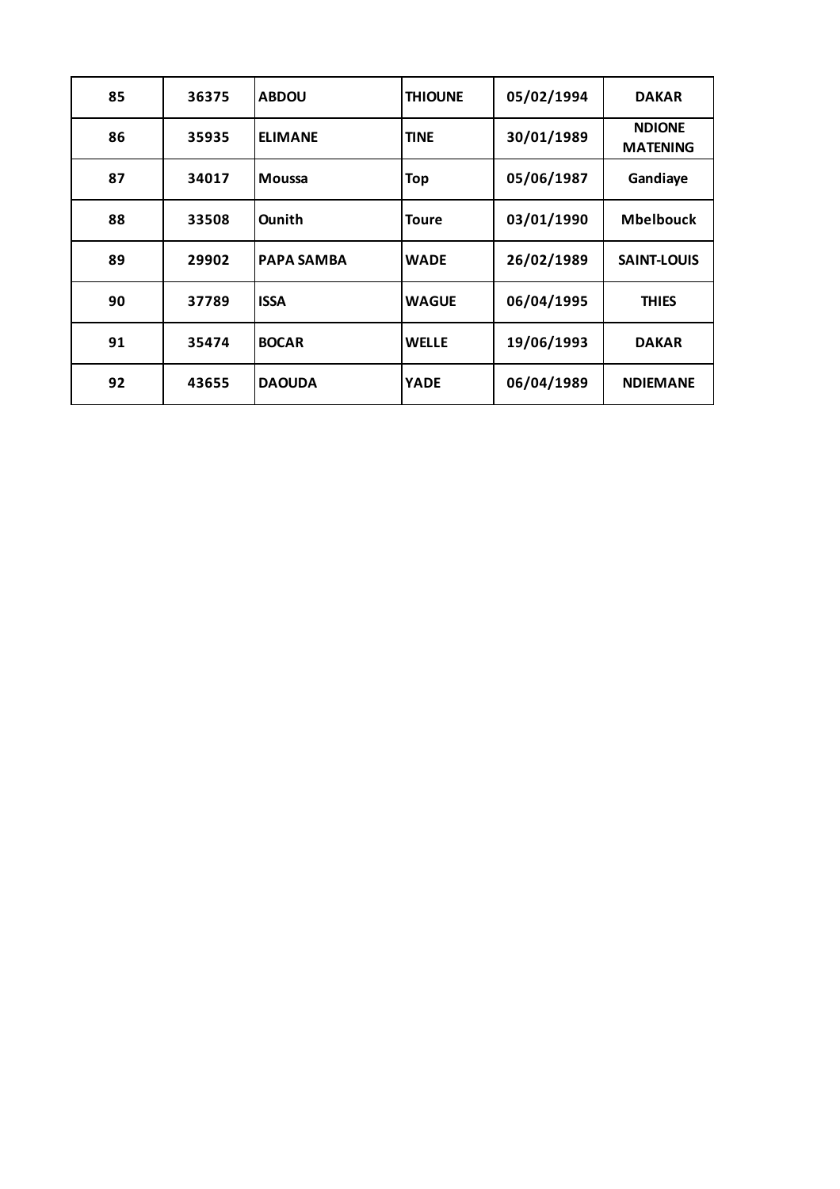| | | | | | |
|---|---|---|---|---|---|
| 85 | 36375 | ABDOU | THIOUNE | 05/02/1994 | DAKAR |
| 86 | 35935 | ELIMANE | TINE | 30/01/1989 | NDIONE MATENING |
| 87 | 34017 | Moussa | Top | 05/06/1987 | Gandiaye |
| 88 | 33508 | Ounith | Toure | 03/01/1990 | Mbelbouck |
| 89 | 29902 | PAPA SAMBA | WADE | 26/02/1989 | SAINT-LOUIS |
| 90 | 37789 | ISSA | WAGUE | 06/04/1995 | THIES |
| 91 | 35474 | BOCAR | WELLE | 19/06/1993 | DAKAR |
| 92 | 43655 | DAOUDA | YADE | 06/04/1989 | NDIEMANE |